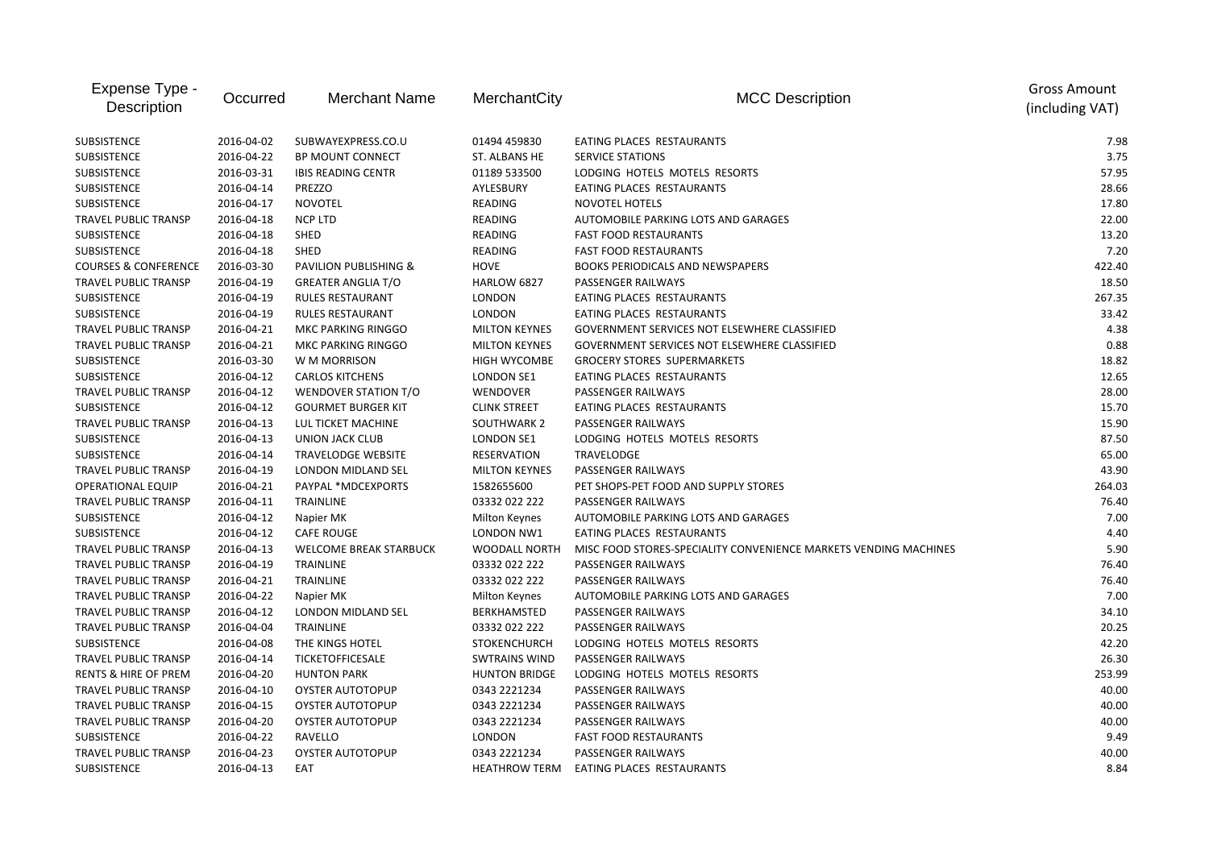| Expense Type - Description | Occurred | Merchant Name | MerchantCity | MCC Description | Gross Amount (including VAT) |
|---|---|---|---|---|---|
| SUBSISTENCE | 2016-04-02 | SUBWAYEXPRESS.CO.U | 01494 459830 | EATING PLACES RESTAURANTS | 7.98 |
| SUBSISTENCE | 2016-04-22 | BP MOUNT CONNECT | ST. ALBANS HE | SERVICE STATIONS | 3.75 |
| SUBSISTENCE | 2016-03-31 | IBIS READING CENTR | 01189 533500 | LODGING HOTELS MOTELS RESORTS | 57.95 |
| SUBSISTENCE | 2016-04-14 | PREZZO | AYLESBURY | EATING PLACES RESTAURANTS | 28.66 |
| SUBSISTENCE | 2016-04-17 | NOVOTEL | READING | NOVOTEL HOTELS | 17.80 |
| TRAVEL PUBLIC TRANSP | 2016-04-18 | NCP LTD | READING | AUTOMOBILE PARKING LOTS AND GARAGES | 22.00 |
| SUBSISTENCE | 2016-04-18 | SHED | READING | FAST FOOD RESTAURANTS | 13.20 |
| SUBSISTENCE | 2016-04-18 | SHED | READING | FAST FOOD RESTAURANTS | 7.20 |
| COURSES & CONFERENCE | 2016-03-30 | PAVILION PUBLISHING & | HOVE | BOOKS PERIODICALS AND NEWSPAPERS | 422.40 |
| TRAVEL PUBLIC TRANSP | 2016-04-19 | GREATER ANGLIA T/O | HARLOW 6827 | PASSENGER RAILWAYS | 18.50 |
| SUBSISTENCE | 2016-04-19 | RULES RESTAURANT | LONDON | EATING PLACES RESTAURANTS | 267.35 |
| SUBSISTENCE | 2016-04-19 | RULES RESTAURANT | LONDON | EATING PLACES RESTAURANTS | 33.42 |
| TRAVEL PUBLIC TRANSP | 2016-04-21 | MKC PARKING RINGGO | MILTON KEYNES | GOVERNMENT SERVICES NOT ELSEWHERE CLASSIFIED | 4.38 |
| TRAVEL PUBLIC TRANSP | 2016-04-21 | MKC PARKING RINGGO | MILTON KEYNES | GOVERNMENT SERVICES NOT ELSEWHERE CLASSIFIED | 0.88 |
| SUBSISTENCE | 2016-03-30 | W M MORRISON | HIGH WYCOMBE | GROCERY STORES SUPERMARKETS | 18.82 |
| SUBSISTENCE | 2016-04-12 | CARLOS KITCHENS | LONDON SE1 | EATING PLACES RESTAURANTS | 12.65 |
| TRAVEL PUBLIC TRANSP | 2016-04-12 | WENDOVER STATION T/O | WENDOVER | PASSENGER RAILWAYS | 28.00 |
| SUBSISTENCE | 2016-04-12 | GOURMET BURGER KIT | CLINK STREET | EATING PLACES RESTAURANTS | 15.70 |
| TRAVEL PUBLIC TRANSP | 2016-04-13 | LUL TICKET MACHINE | SOUTHWARK 2 | PASSENGER RAILWAYS | 15.90 |
| SUBSISTENCE | 2016-04-13 | UNION JACK CLUB | LONDON SE1 | LODGING HOTELS MOTELS RESORTS | 87.50 |
| SUBSISTENCE | 2016-04-14 | TRAVELODGE WEBSITE | RESERVATION | TRAVELODGE | 65.00 |
| TRAVEL PUBLIC TRANSP | 2016-04-19 | LONDON MIDLAND SEL | MILTON KEYNES | PASSENGER RAILWAYS | 43.90 |
| OPERATIONAL EQUIP | 2016-04-21 | PAYPAL *MDCEXPORTS | 1582655600 | PET SHOPS-PET FOOD AND SUPPLY STORES | 264.03 |
| TRAVEL PUBLIC TRANSP | 2016-04-11 | TRAINLINE | 03332 022 222 | PASSENGER RAILWAYS | 76.40 |
| SUBSISTENCE | 2016-04-12 | Napier MK | Milton Keynes | AUTOMOBILE PARKING LOTS AND GARAGES | 7.00 |
| SUBSISTENCE | 2016-04-12 | CAFE ROUGE | LONDON NW1 | EATING PLACES RESTAURANTS | 4.40 |
| TRAVEL PUBLIC TRANSP | 2016-04-13 | WELCOME BREAK STARBUCK | WOODALL NORTH | MISC FOOD STORES-SPECIALITY CONVENIENCE MARKETS VENDING MACHINES | 5.90 |
| TRAVEL PUBLIC TRANSP | 2016-04-19 | TRAINLINE | 03332 022 222 | PASSENGER RAILWAYS | 76.40 |
| TRAVEL PUBLIC TRANSP | 2016-04-21 | TRAINLINE | 03332 022 222 | PASSENGER RAILWAYS | 76.40 |
| TRAVEL PUBLIC TRANSP | 2016-04-22 | Napier MK | Milton Keynes | AUTOMOBILE PARKING LOTS AND GARAGES | 7.00 |
| TRAVEL PUBLIC TRANSP | 2016-04-12 | LONDON MIDLAND SEL | BERKHAMSTED | PASSENGER RAILWAYS | 34.10 |
| TRAVEL PUBLIC TRANSP | 2016-04-04 | TRAINLINE | 03332 022 222 | PASSENGER RAILWAYS | 20.25 |
| SUBSISTENCE | 2016-04-08 | THE KINGS HOTEL | STOKENCHURCH | LODGING HOTELS MOTELS RESORTS | 42.20 |
| TRAVEL PUBLIC TRANSP | 2016-04-14 | TICKETOFFICESALE | SWTRAINS WIND | PASSENGER RAILWAYS | 26.30 |
| RENTS & HIRE OF PREM | 2016-04-20 | HUNTON PARK | HUNTON BRIDGE | LODGING HOTELS MOTELS RESORTS | 253.99 |
| TRAVEL PUBLIC TRANSP | 2016-04-10 | OYSTER AUTOTOPUP | 0343 2221234 | PASSENGER RAILWAYS | 40.00 |
| TRAVEL PUBLIC TRANSP | 2016-04-15 | OYSTER AUTOTOPUP | 0343 2221234 | PASSENGER RAILWAYS | 40.00 |
| TRAVEL PUBLIC TRANSP | 2016-04-20 | OYSTER AUTOTOPUP | 0343 2221234 | PASSENGER RAILWAYS | 40.00 |
| SUBSISTENCE | 2016-04-22 | RAVELLO | LONDON | FAST FOOD RESTAURANTS | 9.49 |
| TRAVEL PUBLIC TRANSP | 2016-04-23 | OYSTER AUTOTOPUP | 0343 2221234 | PASSENGER RAILWAYS | 40.00 |
| SUBSISTENCE | 2016-04-13 | EAT | HEATHROW TERM | EATING PLACES RESTAURANTS | 8.84 |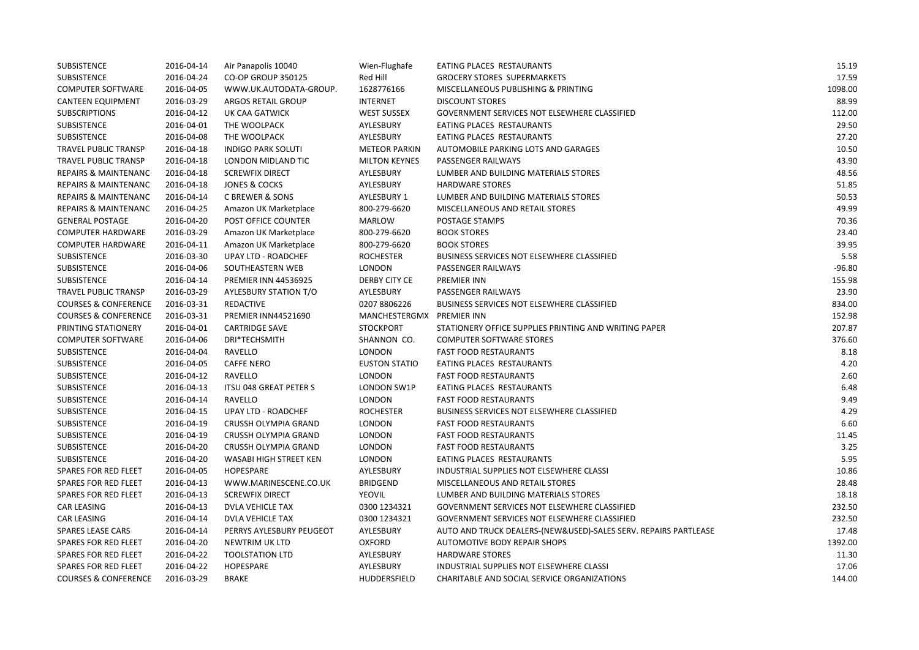| | | | | | |
|---|---|---|---|---|---|
| SUBSISTENCE | 2016-04-14 | Air Panapolis 10040 | Wien-Flughafe | EATING PLACES RESTAURANTS | 15.19 |
| SUBSISTENCE | 2016-04-24 | CO-OP GROUP 350125 | Red Hill | GROCERY STORES SUPERMARKETS | 17.59 |
| COMPUTER SOFTWARE | 2016-04-05 | WWW.UK.AUTODATA-GROUP. | 1628776166 | MISCELLANEOUS PUBLISHING & PRINTING | 1098.00 |
| CANTEEN EQUIPMENT | 2016-03-29 | ARGOS RETAIL GROUP | INTERNET | DISCOUNT STORES | 88.99 |
| SUBSCRIPTIONS | 2016-04-12 | UK CAA GATWICK | WEST SUSSEX | GOVERNMENT SERVICES NOT ELSEWHERE CLASSIFIED | 112.00 |
| SUBSISTENCE | 2016-04-01 | THE WOOLPACK | AYLESBURY | EATING PLACES RESTAURANTS | 29.50 |
| SUBSISTENCE | 2016-04-08 | THE WOOLPACK | AYLESBURY | EATING PLACES RESTAURANTS | 27.20 |
| TRAVEL PUBLIC TRANSP | 2016-04-18 | INDIGO PARK SOLUTI | METEOR PARKIN | AUTOMOBILE PARKING LOTS AND GARAGES | 10.50 |
| TRAVEL PUBLIC TRANSP | 2016-04-18 | LONDON MIDLAND TIC | MILTON KEYNES | PASSENGER RAILWAYS | 43.90 |
| REPAIRS & MAINTENANC | 2016-04-18 | SCREWFIX DIRECT | AYLESBURY | LUMBER AND BUILDING MATERIALS STORES | 48.56 |
| REPAIRS & MAINTENANC | 2016-04-18 | JONES & COCKS | AYLESBURY | HARDWARE STORES | 51.85 |
| REPAIRS & MAINTENANC | 2016-04-14 | C BREWER & SONS | AYLESBURY 1 | LUMBER AND BUILDING MATERIALS STORES | 50.53 |
| REPAIRS & MAINTENANC | 2016-04-25 | Amazon UK Marketplace | 800-279-6620 | MISCELLANEOUS AND RETAIL STORES | 49.99 |
| GENERAL POSTAGE | 2016-04-20 | POST OFFICE COUNTER | MARLOW | POSTAGE STAMPS | 70.36 |
| COMPUTER HARDWARE | 2016-03-29 | Amazon UK Marketplace | 800-279-6620 | BOOK STORES | 23.40 |
| COMPUTER HARDWARE | 2016-04-11 | Amazon UK Marketplace | 800-279-6620 | BOOK STORES | 39.95 |
| SUBSISTENCE | 2016-03-30 | UPAY LTD - ROADCHEF | ROCHESTER | BUSINESS SERVICES NOT ELSEWHERE CLASSIFIED | 5.58 |
| SUBSISTENCE | 2016-04-06 | SOUTHEASTERN WEB | LONDON | PASSENGER RAILWAYS | -96.80 |
| SUBSISTENCE | 2016-04-14 | PREMIER INN 44536925 | DERBY CITY CE | PREMIER INN | 155.98 |
| TRAVEL PUBLIC TRANSP | 2016-03-29 | AYLESBURY STATION T/O | AYLESBURY | PASSENGER RAILWAYS | 23.90 |
| COURSES & CONFERENCE | 2016-03-31 | REDACTIVE | 0207 8806226 | BUSINESS SERVICES NOT ELSEWHERE CLASSIFIED | 834.00 |
| COURSES & CONFERENCE | 2016-03-31 | PREMIER INN44521690 | MANCHESTERGMX | PREMIER INN | 152.98 |
| PRINTING STATIONERY | 2016-04-01 | CARTRIDGE SAVE | STOCKPORT | STATIONERY OFFICE SUPPLIES PRINTING AND WRITING PAPER | 207.87 |
| COMPUTER SOFTWARE | 2016-04-06 | DRI*TECHSMITH | SHANNON CO. | COMPUTER SOFTWARE STORES | 376.60 |
| SUBSISTENCE | 2016-04-04 | RAVELLO | LONDON | FAST FOOD RESTAURANTS | 8.18 |
| SUBSISTENCE | 2016-04-05 | CAFFE NERO | EUSTON STATIO | EATING PLACES RESTAURANTS | 4.20 |
| SUBSISTENCE | 2016-04-12 | RAVELLO | LONDON | FAST FOOD RESTAURANTS | 2.60 |
| SUBSISTENCE | 2016-04-13 | ITSU 048 GREAT PETER S | LONDON SW1P | EATING PLACES RESTAURANTS | 6.48 |
| SUBSISTENCE | 2016-04-14 | RAVELLO | LONDON | FAST FOOD RESTAURANTS | 9.49 |
| SUBSISTENCE | 2016-04-15 | UPAY LTD - ROADCHEF | ROCHESTER | BUSINESS SERVICES NOT ELSEWHERE CLASSIFIED | 4.29 |
| SUBSISTENCE | 2016-04-19 | CRUSSH OLYMPIA GRAND | LONDON | FAST FOOD RESTAURANTS | 6.60 |
| SUBSISTENCE | 2016-04-19 | CRUSSH OLYMPIA GRAND | LONDON | FAST FOOD RESTAURANTS | 11.45 |
| SUBSISTENCE | 2016-04-20 | CRUSSH OLYMPIA GRAND | LONDON | FAST FOOD RESTAURANTS | 3.25 |
| SUBSISTENCE | 2016-04-20 | WASABI HIGH STREET KEN | LONDON | EATING PLACES RESTAURANTS | 5.95 |
| SPARES FOR RED FLEET | 2016-04-05 | HOPESPARE | AYLESBURY | INDUSTRIAL SUPPLIES NOT ELSEWHERE CLASSI | 10.86 |
| SPARES FOR RED FLEET | 2016-04-13 | WWW.MARINESCENE.CO.UK | BRIDGEND | MISCELLANEOUS AND RETAIL STORES | 28.48 |
| SPARES FOR RED FLEET | 2016-04-13 | SCREWFIX DIRECT | YEOVIL | LUMBER AND BUILDING MATERIALS STORES | 18.18 |
| CAR LEASING | 2016-04-13 | DVLA VEHICLE TAX | 0300 1234321 | GOVERNMENT SERVICES NOT ELSEWHERE CLASSIFIED | 232.50 |
| CAR LEASING | 2016-04-14 | DVLA VEHICLE TAX | 0300 1234321 | GOVERNMENT SERVICES NOT ELSEWHERE CLASSIFIED | 232.50 |
| SPARES LEASE CARS | 2016-04-14 | PERRYS AYLESBURY PEUGEOT | AYLESBURY | AUTO AND TRUCK DEALERS-(NEW&USED)-SALES SERV. REPAIRS PARTLEASE | 17.48 |
| SPARES FOR RED FLEET | 2016-04-20 | NEWTRIM UK LTD | OXFORD | AUTOMOTIVE BODY REPAIR SHOPS | 1392.00 |
| SPARES FOR RED FLEET | 2016-04-22 | TOOLSTATION LTD | AYLESBURY | HARDWARE STORES | 11.30 |
| SPARES FOR RED FLEET | 2016-04-22 | HOPESPARE | AYLESBURY | INDUSTRIAL SUPPLIES NOT ELSEWHERE CLASSI | 17.06 |
| COURSES & CONFERENCE | 2016-03-29 | BRAKE | HUDDERSFIELD | CHARITABLE AND SOCIAL SERVICE ORGANIZATIONS | 144.00 |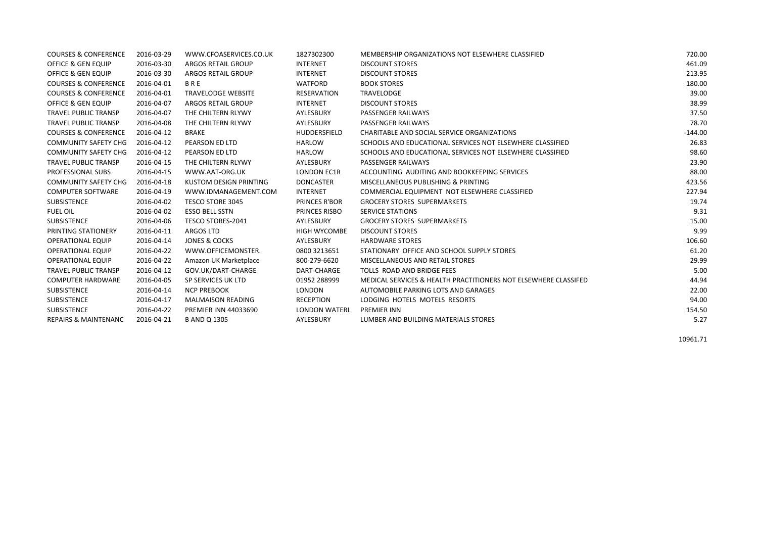| | | | | | |
|---|---|---|---|---|---|
| COURSES & CONFERENCE | 2016-03-29 | WWW.CFOASERVICES.CO.UK | 1827302300 | MEMBERSHIP ORGANIZATIONS NOT ELSEWHERE CLASSIFIED | 720.00 |
| OFFICE & GEN EQUIP | 2016-03-30 | ARGOS RETAIL GROUP | INTERNET | DISCOUNT STORES | 461.09 |
| OFFICE & GEN EQUIP | 2016-03-30 | ARGOS RETAIL GROUP | INTERNET | DISCOUNT STORES | 213.95 |
| COURSES & CONFERENCE | 2016-04-01 | B R E | WATFORD | BOOK STORES | 180.00 |
| COURSES & CONFERENCE | 2016-04-01 | TRAVELODGE WEBSITE | RESERVATION | TRAVELODGE | 39.00 |
| OFFICE & GEN EQUIP | 2016-04-07 | ARGOS RETAIL GROUP | INTERNET | DISCOUNT STORES | 38.99 |
| TRAVEL PUBLIC TRANSP | 2016-04-07 | THE CHILTERN RLYWY | AYLESBURY | PASSENGER RAILWAYS | 37.50 |
| TRAVEL PUBLIC TRANSP | 2016-04-08 | THE CHILTERN RLYWY | AYLESBURY | PASSENGER RAILWAYS | 78.70 |
| COURSES & CONFERENCE | 2016-04-12 | BRAKE | HUDDERSFIELD | CHARITABLE AND SOCIAL SERVICE ORGANIZATIONS | -144.00 |
| COMMUNITY SAFETY CHG | 2016-04-12 | PEARSON ED LTD | HARLOW | SCHOOLS AND EDUCATIONAL SERVICES NOT ELSEWHERE CLASSIFIED | 26.83 |
| COMMUNITY SAFETY CHG | 2016-04-12 | PEARSON ED LTD | HARLOW | SCHOOLS AND EDUCATIONAL SERVICES NOT ELSEWHERE CLASSIFIED | 98.60 |
| TRAVEL PUBLIC TRANSP | 2016-04-15 | THE CHILTERN RLYWY | AYLESBURY | PASSENGER RAILWAYS | 23.90 |
| PROFESSIONAL SUBS | 2016-04-15 | WWW.AAT-ORG.UK | LONDON EC1R | ACCOUNTING AUDITING AND BOOKKEEPING SERVICES | 88.00 |
| COMMUNITY SAFETY CHG | 2016-04-18 | KUSTOM DESIGN PRINTING | DONCASTER | MISCELLANEOUS PUBLISHING & PRINTING | 423.56 |
| COMPUTER SOFTWARE | 2016-04-19 | WWW.IDMANAGEMENT.COM | INTERNET | COMMERCIAL EQUIPMENT NOT ELSEWHERE CLASSIFIED | 227.94 |
| SUBSISTENCE | 2016-04-02 | TESCO STORE 3045 | PRINCES R'BOR | GROCERY STORES SUPERMARKETS | 19.74 |
| FUEL OIL | 2016-04-02 | ESSO BELL SSTN | PRINCES RISBO | SERVICE STATIONS | 9.31 |
| SUBSISTENCE | 2016-04-06 | TESCO STORES-2041 | AYLESBURY | GROCERY STORES SUPERMARKETS | 15.00 |
| PRINTING STATIONERY | 2016-04-11 | ARGOS LTD | HIGH WYCOMBE | DISCOUNT STORES | 9.99 |
| OPERATIONAL EQUIP | 2016-04-14 | JONES & COCKS | AYLESBURY | HARDWARE STORES | 106.60 |
| OPERATIONAL EQUIP | 2016-04-22 | WWW.OFFICEMONSTER. | 0800 3213651 | STATIONARY OFFICE AND SCHOOL SUPPLY STORES | 61.20 |
| OPERATIONAL EQUIP | 2016-04-22 | Amazon UK Marketplace | 800-279-6620 | MISCELLANEOUS AND RETAIL STORES | 29.99 |
| TRAVEL PUBLIC TRANSP | 2016-04-12 | GOV.UK/DART-CHARGE | DART-CHARGE | TOLLS ROAD AND BRIDGE FEES | 5.00 |
| COMPUTER HARDWARE | 2016-04-05 | SP SERVICES UK LTD | 01952 288999 | MEDICAL SERVICES & HEALTH PRACTITIONERS NOT ELSEWHERE CLASSIFED | 44.94 |
| SUBSISTENCE | 2016-04-14 | NCP PREBOOK | LONDON | AUTOMOBILE PARKING LOTS AND GARAGES | 22.00 |
| SUBSISTENCE | 2016-04-17 | MALMAISON READING | RECEPTION | LODGING HOTELS MOTELS RESORTS | 94.00 |
| SUBSISTENCE | 2016-04-22 | PREMIER INN 44033690 | LONDON WATERL | PREMIER INN | 154.50 |
| REPAIRS & MAINTENANC | 2016-04-21 | B AND Q 1305 | AYLESBURY | LUMBER AND BUILDING MATERIALS STORES | 5.27 |
| | | | | | 10961.71 |